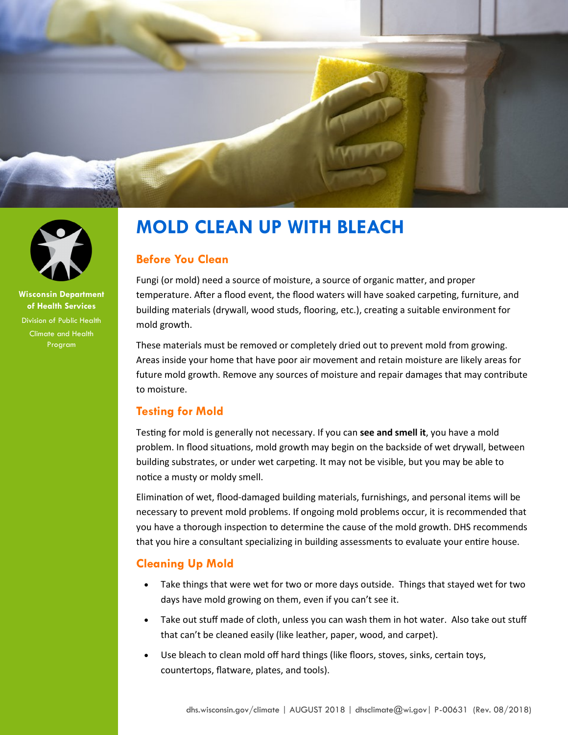Wisconsin Department of Health Services
Division of Public Health
Climate and Health Program

# MOLD CLEAN UP WITH BLEACH

## Before You Clean

Fungi (or mold) need a source of moisture, a source of organic matter, and proper temperature. After a flood event, the flood waters will have soaked carpeting, furniture, and building materials (drywall, wood studs, flooring, etc.), creating a suitable environment for mold growth.

These materials must be removed or completely dried out to prevent mold from growing. Areas inside your home that have poor air movement and retain moisture are likely areas for future mold growth. Remove any sources of moisture and repair damages that may contribute to moisture.

## Testing for Mold

Testing for mold is generally not necessary. If you can **see and smell it**, you have a mold problem. In flood situations, mold growth may begin on the backside of wet drywall, between building substrates, or under wet carpeting. It may not be visible, but you may be able to notice a musty or moldy smell.

Elimination of wet, flood-damaged building materials, furnishings, and personal items will be necessary to prevent mold problems. If ongoing mold problems occur, it is recommended that you have a thorough inspection to determine the cause of the mold growth. DHS recommends that you hire a consultant specializing in building assessments to evaluate your entire house.

## Cleaning Up Mold

- Take things that were wet for two or more days outside. Things that stayed wet for two days have mold growing on them, even if you can't see it.
- Take out stuff made of cloth, unless you can wash them in hot water. Also take out stuff that can't be cleaned easily (like leather, paper, wood, and carpet).
- Use bleach to clean mold off hard things (like floors, stoves, sinks, certain toys, countertops, flatware, plates, and tools).

dhs.wisconsin.gov/climate | AUGUST 2018 | dhsclimate@wi.gov | P-00631 (Rev. 08/2018)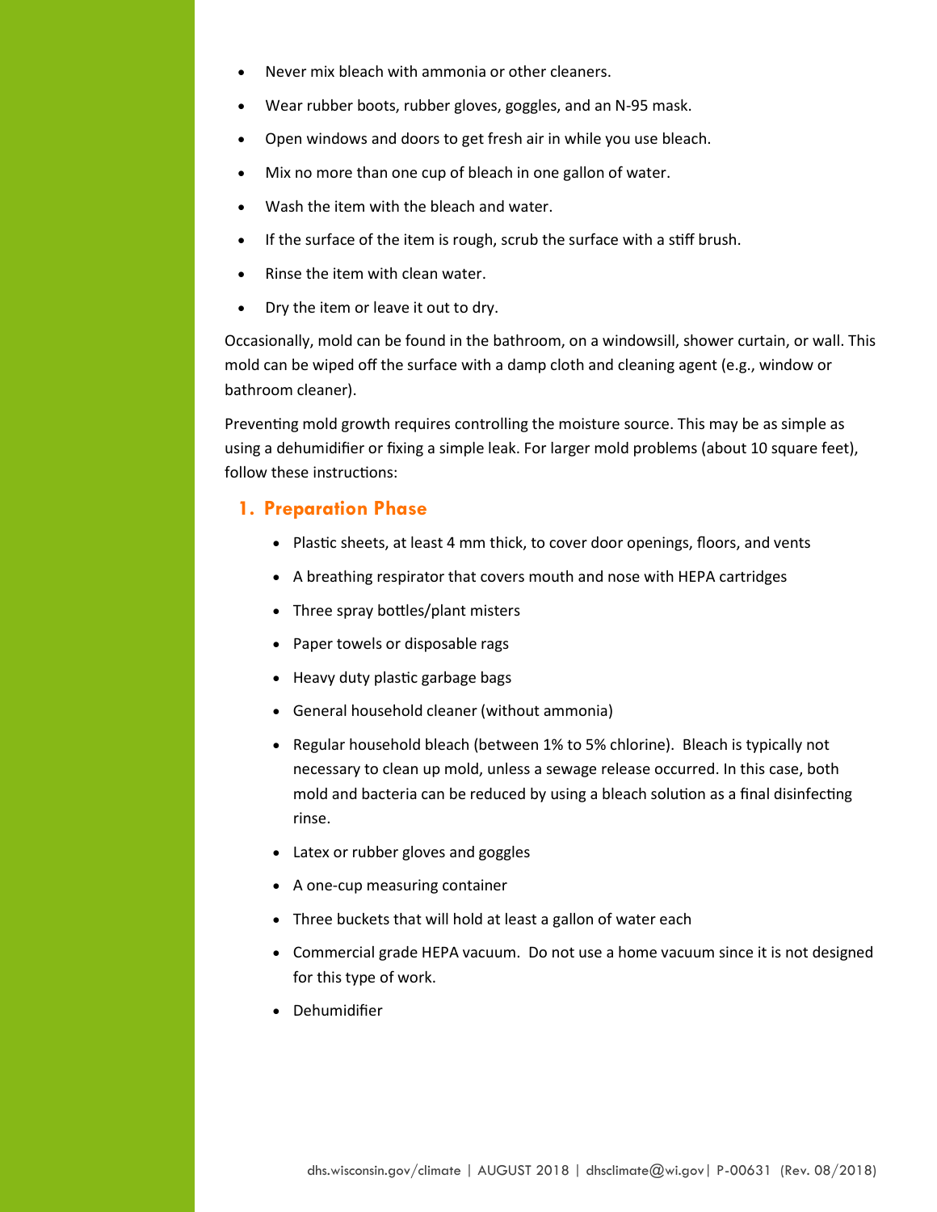- Never mix bleach with ammonia or other cleaners.
- Wear rubber boots, rubber gloves, goggles, and an N-95 mask.
- Open windows and doors to get fresh air in while you use bleach.
- Mix no more than one cup of bleach in one gallon of water.
- Wash the item with the bleach and water.
- If the surface of the item is rough, scrub the surface with a stiff brush.
- Rinse the item with clean water.
- Dry the item or leave it out to dry.

Occasionally, mold can be found in the bathroom, on a windowsill, shower curtain, or wall. This mold can be wiped off the surface with a damp cloth and cleaning agent (e.g., window or bathroom cleaner).

Preventing mold growth requires controlling the moisture source. This may be as simple as using a dehumidifier or fixing a simple leak. For larger mold problems (about 10 square feet), follow these instructions:

## 1. Preparation Phase

- Plastic sheets, at least 4 mm thick, to cover door openings, floors, and vents
- A breathing respirator that covers mouth and nose with HEPA cartridges
- Three spray bottles/plant misters
- Paper towels or disposable rags
- Heavy duty plastic garbage bags
- General household cleaner (without ammonia)
- Regular household bleach (between 1% to 5% chlorine). Bleach is typically not necessary to clean up mold, unless a sewage release occurred. In this case, both mold and bacteria can be reduced by using a bleach solution as a final disinfecting rinse.
- Latex or rubber gloves and goggles
- A one-cup measuring container
- Three buckets that will hold at least a gallon of water each
- Commercial grade HEPA vacuum. Do not use a home vacuum since it is not designed for this type of work.
- Dehumidifier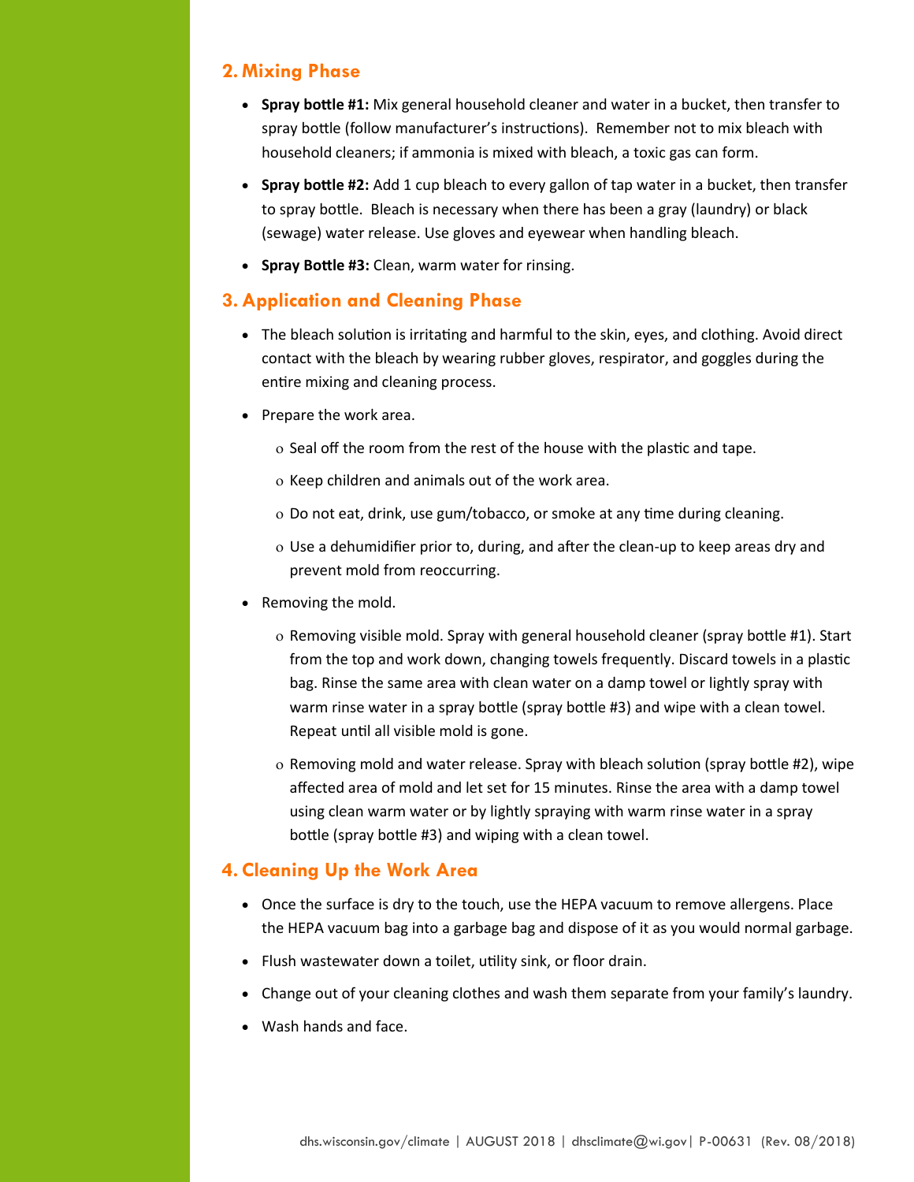## 2. Mixing Phase

- **Spray bottle #1:** Mix general household cleaner and water in a bucket, then transfer to spray bottle (follow manufacturer's instructions). Remember not to mix bleach with household cleaners; if ammonia is mixed with bleach, a toxic gas can form.
- **Spray bottle #2:** Add 1 cup bleach to every gallon of tap water in a bucket, then transfer to spray bottle. Bleach is necessary when there has been a gray (laundry) or black (sewage) water release. Use gloves and eyewear when handling bleach.
- **Spray Bottle #3:** Clean, warm water for rinsing.

## 3. Application and Cleaning Phase

- The bleach solution is irritating and harmful to the skin, eyes, and clothing. Avoid direct contact with the bleach by wearing rubber gloves, respirator, and goggles during the entire mixing and cleaning process.
- Prepare the work area.
  - Seal off the room from the rest of the house with the plastic and tape.
  - Keep children and animals out of the work area.
  - Do not eat, drink, use gum/tobacco, or smoke at any time during cleaning.
  - Use a dehumidifier prior to, during, and after the clean-up to keep areas dry and prevent mold from reoccurring.
- Removing the mold.
  - Removing visible mold. Spray with general household cleaner (spray bottle #1). Start from the top and work down, changing towels frequently. Discard towels in a plastic bag. Rinse the same area with clean water on a damp towel or lightly spray with warm rinse water in a spray bottle (spray bottle #3) and wipe with a clean towel. Repeat until all visible mold is gone.
  - Removing mold and water release. Spray with bleach solution (spray bottle #2), wipe affected area of mold and let set for 15 minutes. Rinse the area with a damp towel using clean warm water or by lightly spraying with warm rinse water in a spray bottle (spray bottle #3) and wiping with a clean towel.

## 4. Cleaning Up the Work Area

- Once the surface is dry to the touch, use the HEPA vacuum to remove allergens. Place the HEPA vacuum bag into a garbage bag and dispose of it as you would normal garbage.
- Flush wastewater down a toilet, utility sink, or floor drain.
- Change out of your cleaning clothes and wash them separate from your family's laundry.
- Wash hands and face.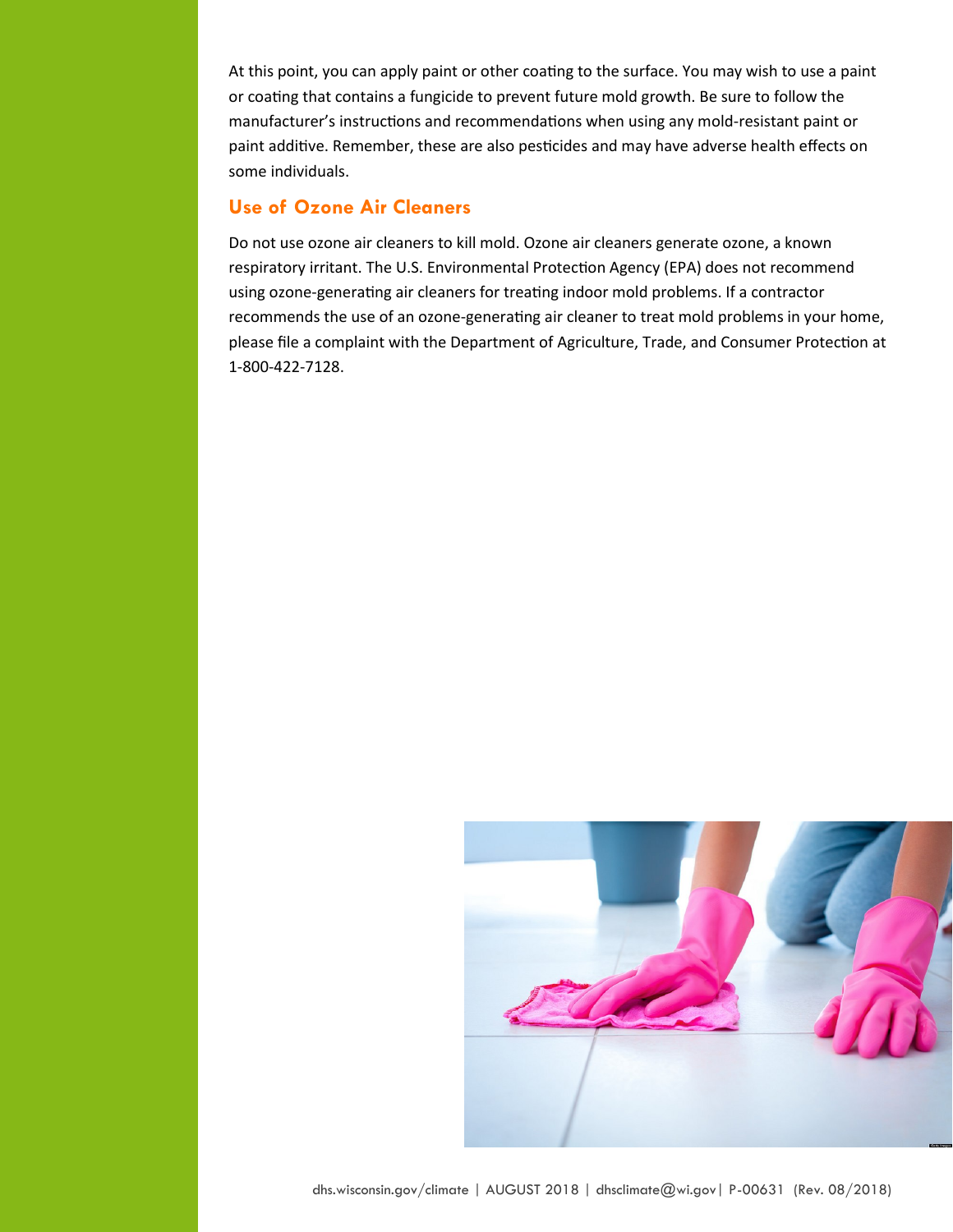At this point, you can apply paint or other coating to the surface. You may wish to use a paint or coating that contains a fungicide to prevent future mold growth. Be sure to follow the manufacturer's instructions and recommendations when using any mold-resistant paint or paint additive. Remember, these are also pesticides and may have adverse health effects on some individuals.

## Use of Ozone Air Cleaners

Do not use ozone air cleaners to kill mold. Ozone air cleaners generate ozone, a known respiratory irritant. The U.S. Environmental Protection Agency (EPA) does not recommend using ozone-generating air cleaners for treating indoor mold problems. If a contractor recommends the use of an ozone-generating air cleaner to treat mold problems in your home, please file a complaint with the Department of Agriculture, Trade, and Consumer Protection at 1-800-422-7128.

dhs.wisconsin.gov/climate | AUGUST 2018 | dhsclimate@wi.gov | P-00631 (Rev. 08/2018)